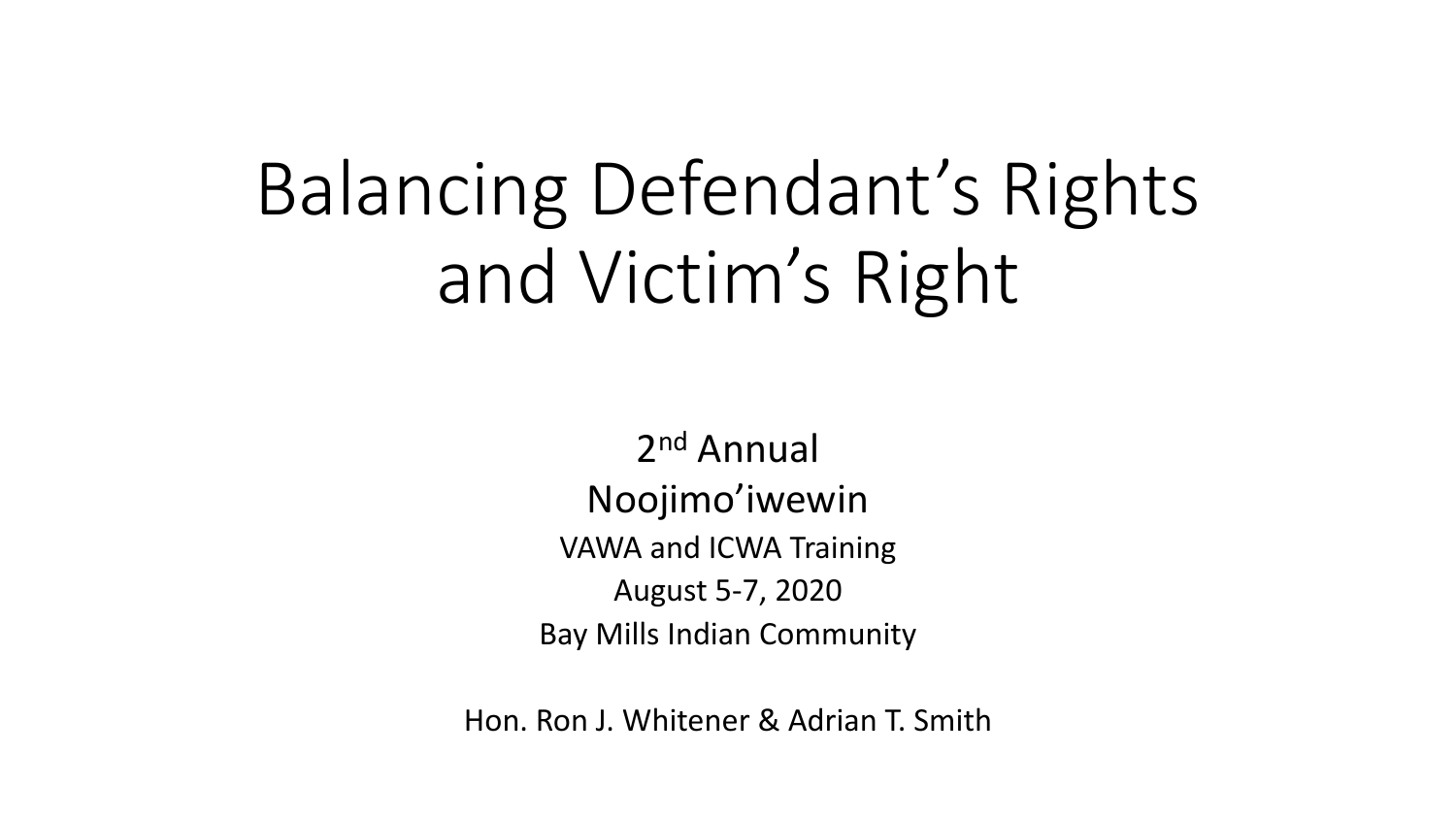# Balancing Defendant's Rights and Victim's Right

2nd Annual

Noojimo'iwewin

VAWA and ICWA Training

August 5-7, 2020

Bay Mills Indian Community

Hon. Ron J. Whitener & Adrian T. Smith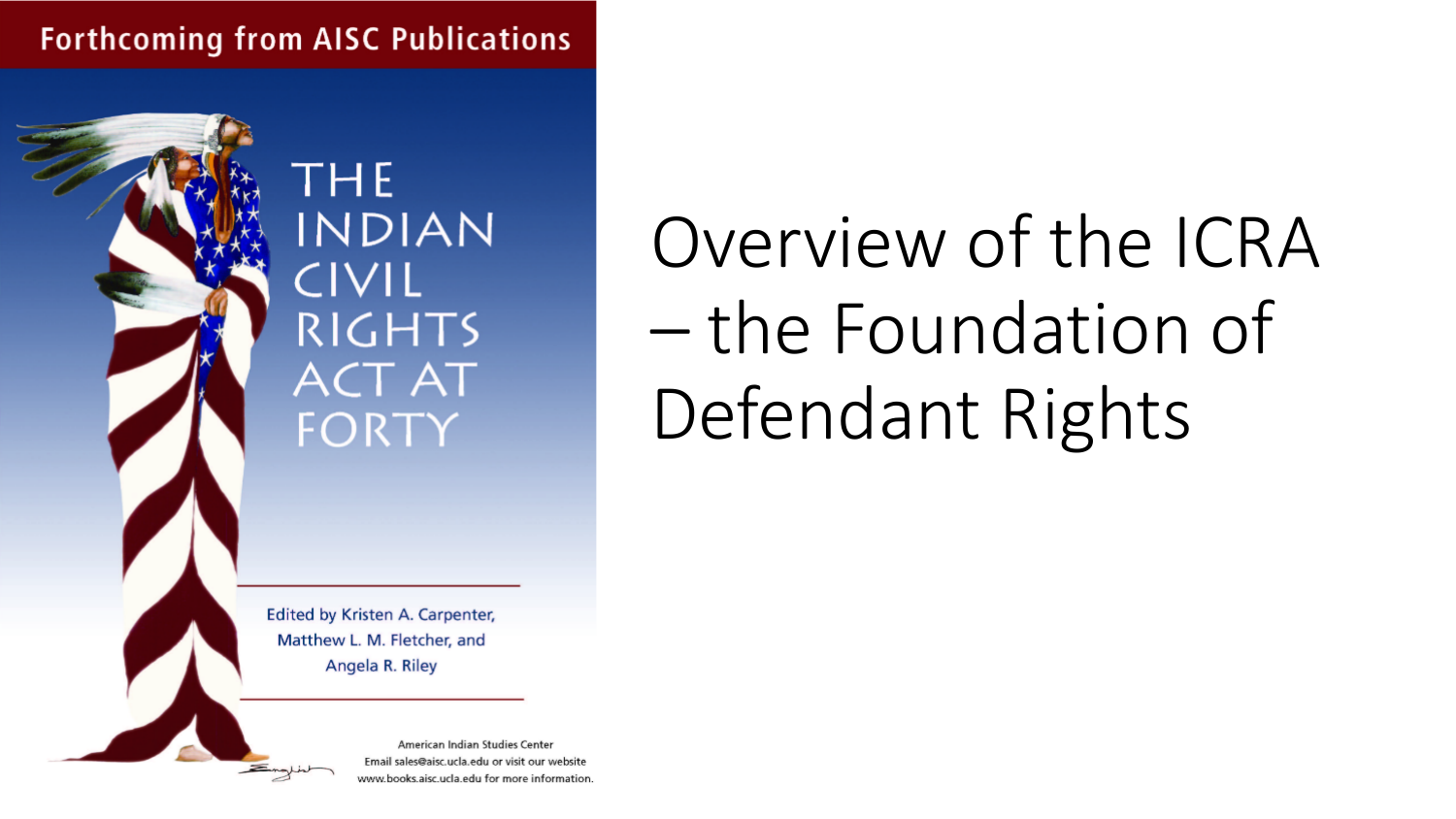Forthcoming from AISC Publications

THE INDIAN CIVIL RIGHTS ACT AT FORTY

Edited by Kristen A. Carpenter, Matthew L. M. Fletcher, and Angela R. Riley

American Indian Studies Center
Email sales@aisc.ucla.edu or visit our website www.books.aisc.ucla.edu for more information.

# Overview of the ICRA – the Foundation of Defendant Rights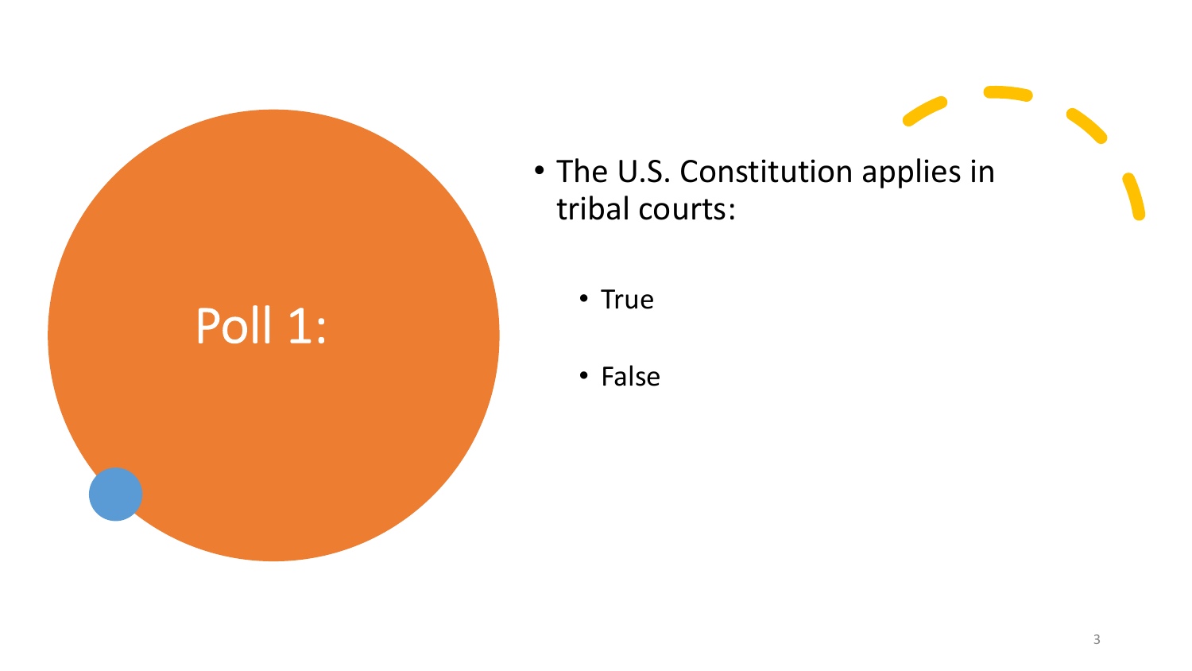# Poll 1:

- The U.S. Constitution applies in tribal courts:
  - True
  - False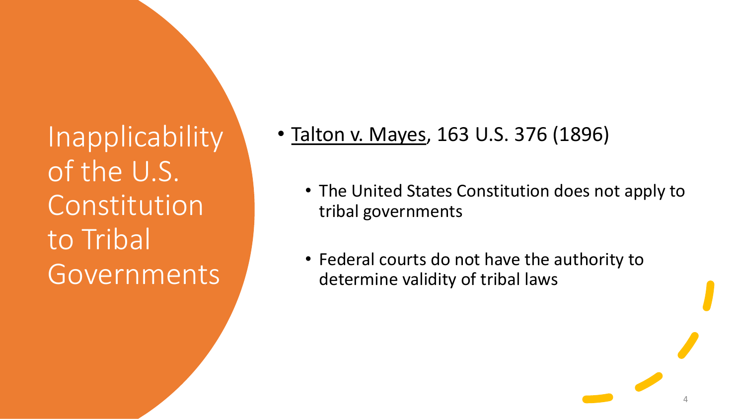# Inapplicability of the U.S. Constitution to Tribal Governments

- Talton v. Mayes, 163 U.S. 376 (1896)
  - The United States Constitution does not apply to tribal governments
  - Federal courts do not have the authority to determine validity of tribal laws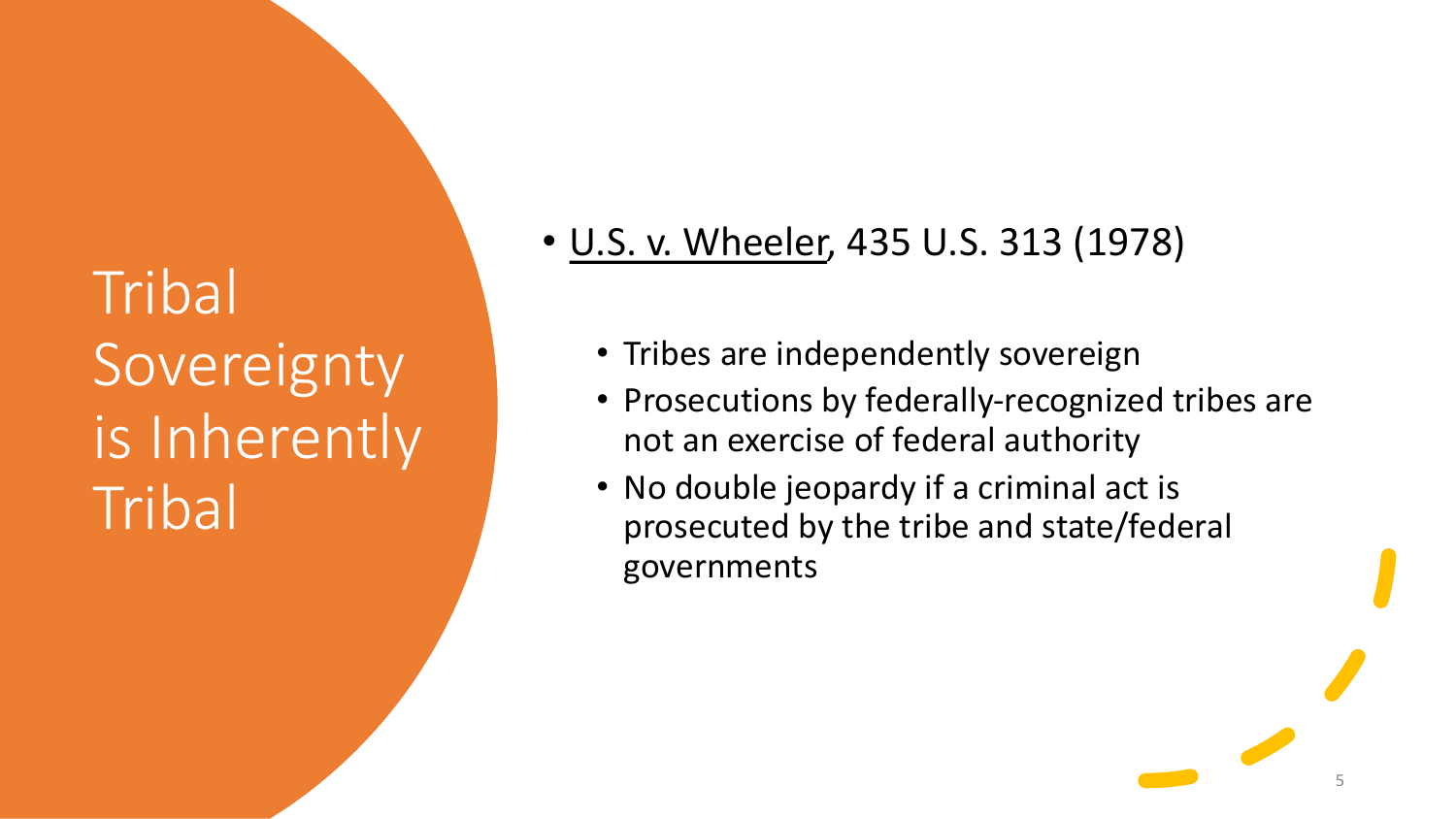# Tribal Sovereignty is Inherently Tribal

- U.S. v. Wheeler, 435 U.S. 313 (1978)
  - Tribes are independently sovereign
  - Prosecutions by federally-recognized tribes are not an exercise of federal authority
  - No double jeopardy if a criminal act is prosecuted by the tribe and state/federal governments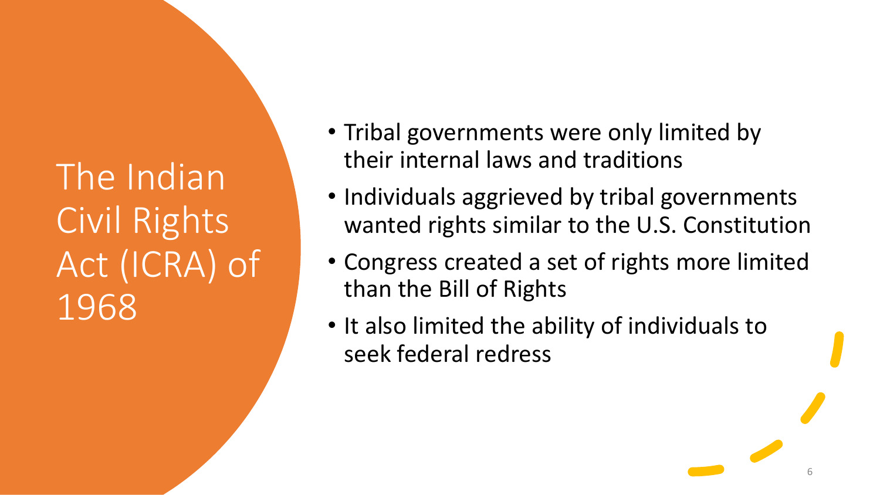# The Indian Civil Rights Act (ICRA) of 1968

- Tribal governments were only limited by their internal laws and traditions
- Individuals aggrieved by tribal governments wanted rights similar to the U.S. Constitution
- Congress created a set of rights more limited than the Bill of Rights
- It also limited the ability of individuals to seek federal redress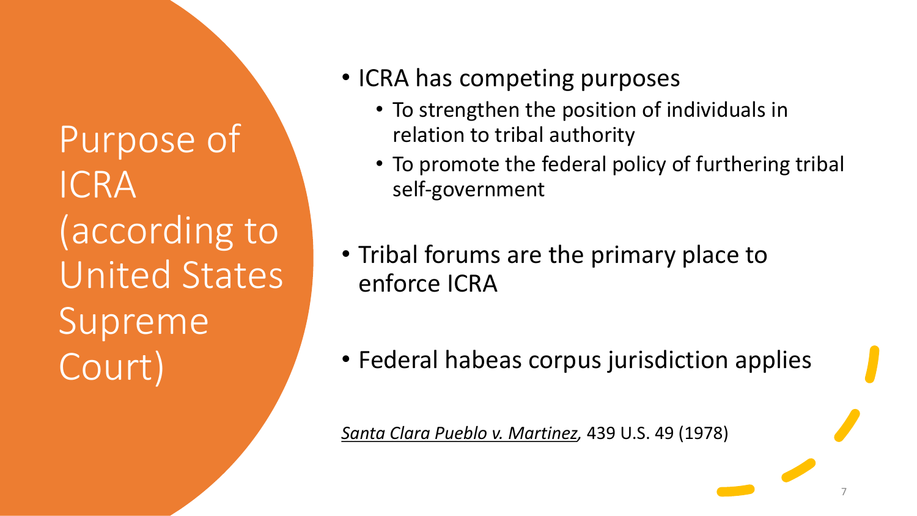# Purpose of ICRA (according to United States Supreme Court)

- ICRA has competing purposes
  - To strengthen the position of individuals in relation to tribal authority
  - To promote the federal policy of furthering tribal self-government
- Tribal forums are the primary place to enforce ICRA
- Federal habeas corpus jurisdiction applies

*Santa Clara Pueblo v. Martinez*, 439 U.S. 49 (1978)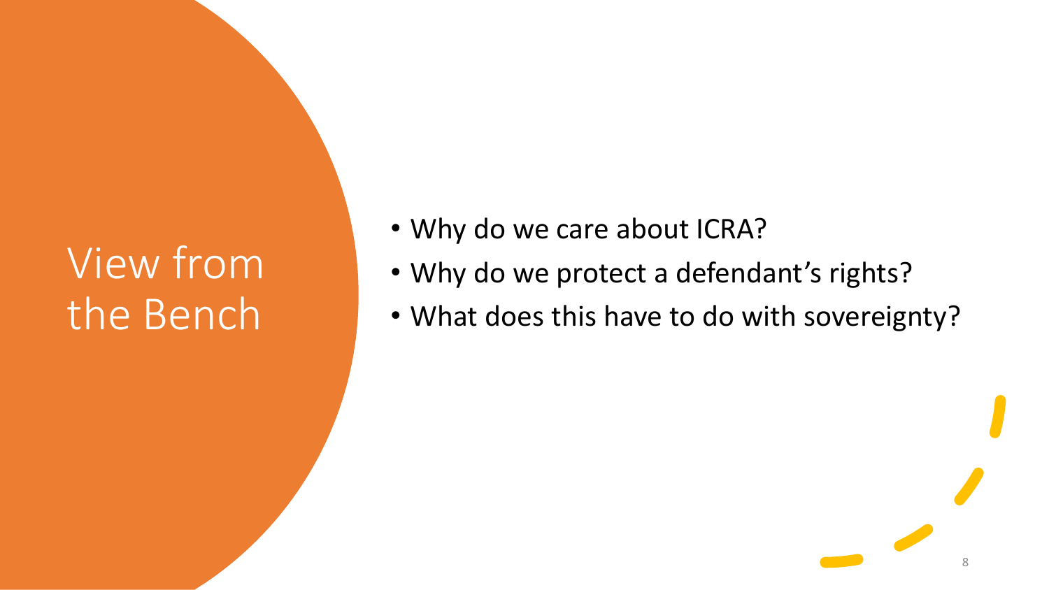# View from the Bench

- Why do we care about ICRA?
- Why do we protect a defendant's rights?
- What does this have to do with sovereignty?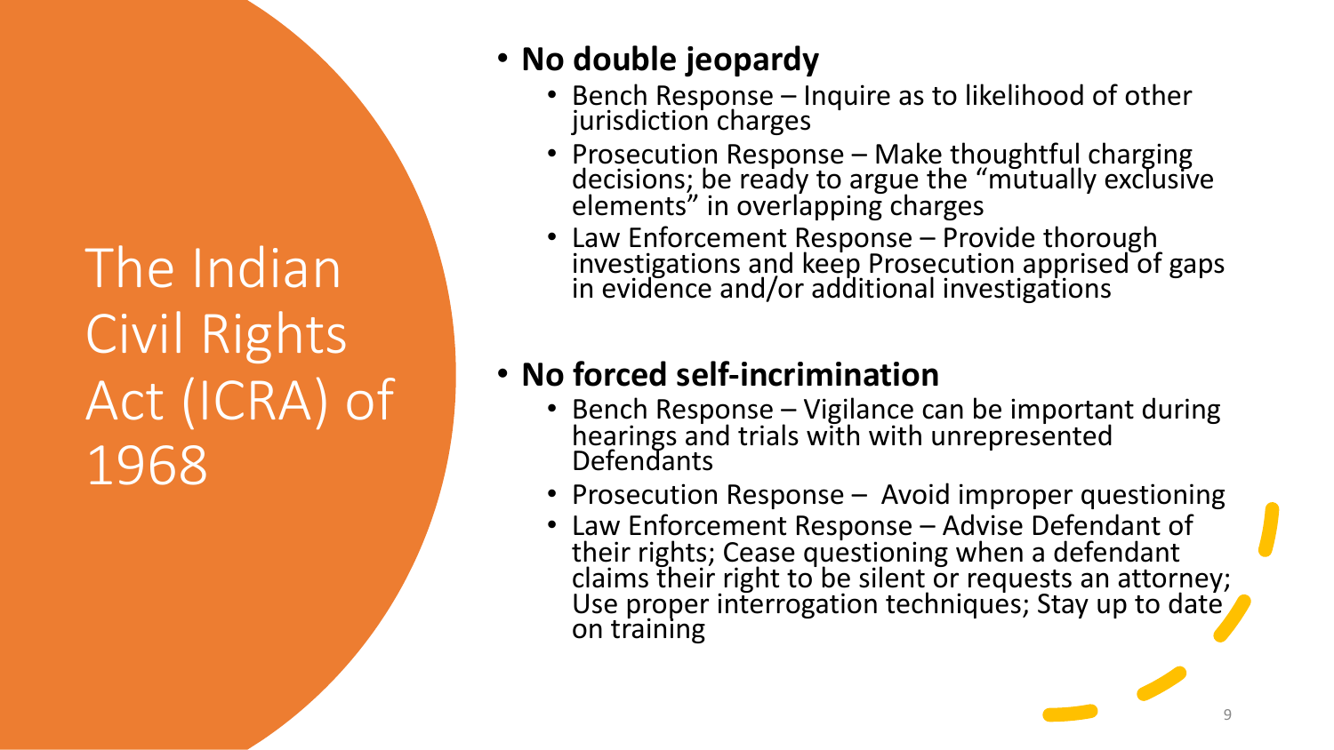# The Indian Civil Rights Act (ICRA) of 1968

- **No double jeopardy**
  - Bench Response – Inquire as to likelihood of other jurisdiction charges
  - Prosecution Response – Make thoughtful charging decisions; be ready to argue the "mutually exclusive elements" in overlapping charges
  - Law Enforcement Response – Provide thorough investigations and keep Prosecution apprised of gaps in evidence and/or additional investigations

- **No forced self-incrimination**
  - Bench Response – Vigilance can be important during hearings and trials with with unrepresented Defendants
  - Prosecution Response – Avoid improper questioning
  - Law Enforcement Response – Advise Defendant of their rights; Cease questioning when a defendant claims their right to be silent or requests an attorney; Use proper interrogation techniques; Stay up to date on training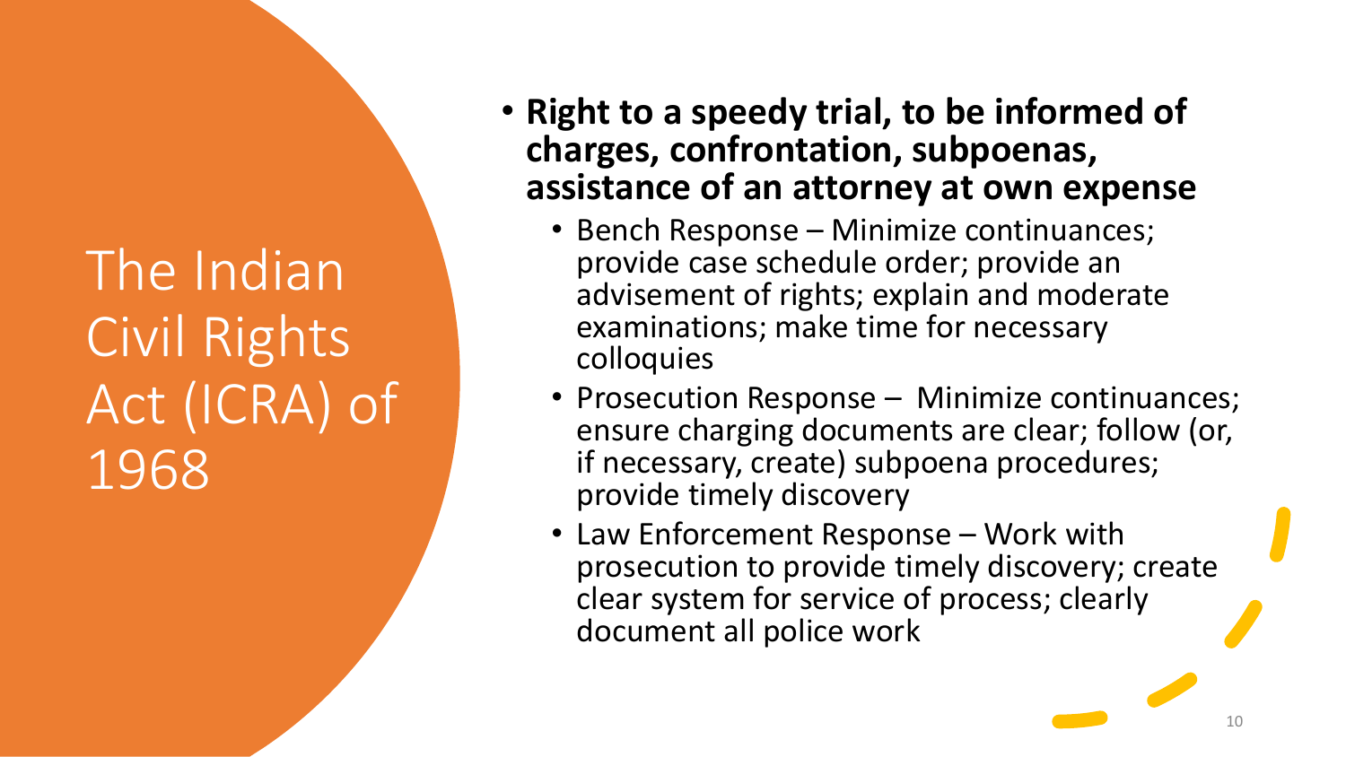# The Indian Civil Rights Act (ICRA) of 1968

- **Right to a speedy trial, to be informed of charges, confrontation, subpoenas, assistance of an attorney at own expense**
  - Bench Response – Minimize continuances; provide case schedule order; provide an advisement of rights; explain and moderate examinations; make time for necessary colloquies
  - Prosecution Response – Minimize continuances; ensure charging documents are clear; follow (or, if necessary, create) subpoena procedures; provide timely discovery
  - Law Enforcement Response – Work with prosecution to provide timely discovery; create clear system for service of process; clearly document all police work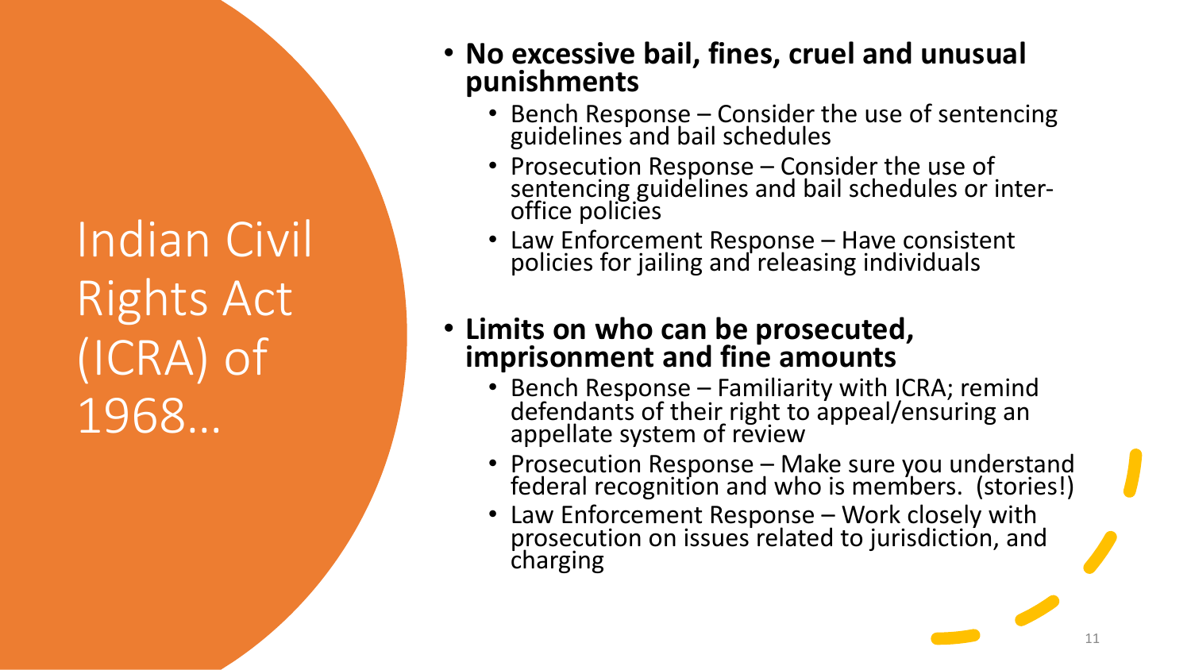# Indian Civil Rights Act (ICRA) of 1968…

- **No excessive bail, fines, cruel and unusual punishments**
  - Bench Response – Consider the use of sentencing guidelines and bail schedules
  - Prosecution Response – Consider the use of sentencing guidelines and bail schedules or inter-office policies
  - Law Enforcement Response – Have consistent policies for jailing and releasing individuals
- **Limits on who can be prosecuted, imprisonment and fine amounts**
  - Bench Response – Familiarity with ICRA; remind defendants of their right to appeal/ensuring an appellate system of review
  - Prosecution Response – Make sure you understand federal recognition and who is members. (stories!)
  - Law Enforcement Response – Work closely with prosecution on issues related to jurisdiction, and charging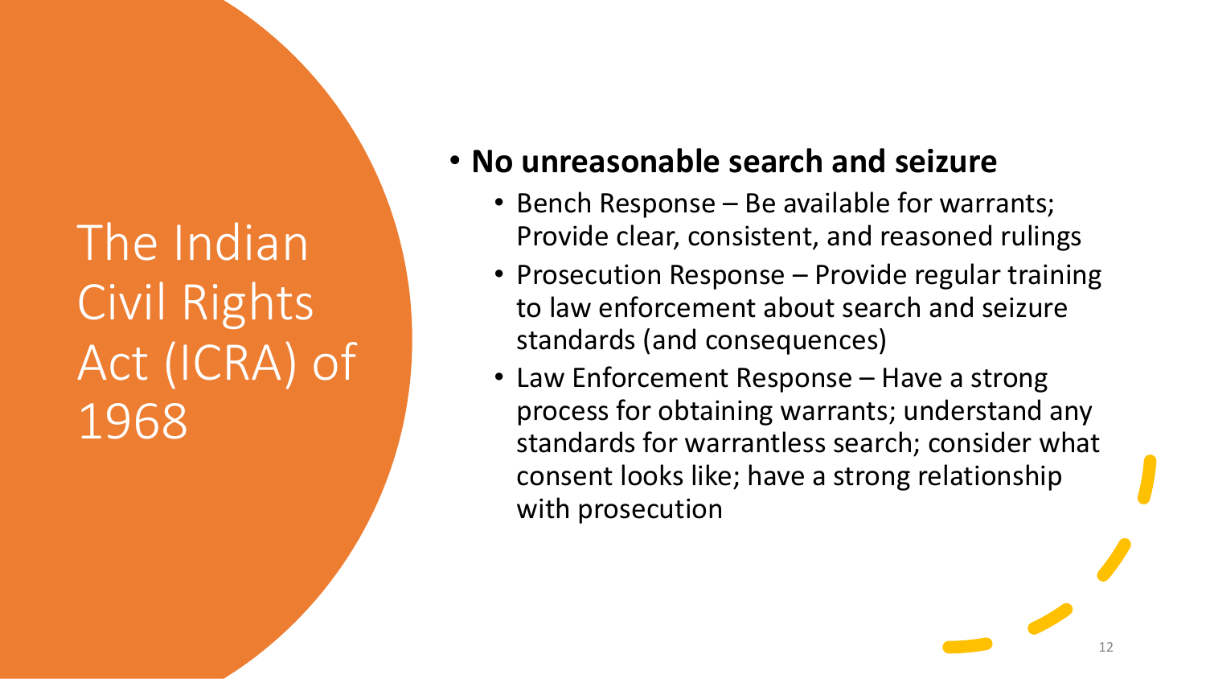# The Indian Civil Rights Act (ICRA) of 1968

- **No unreasonable search and seizure**
  - Bench Response – Be available for warrants; Provide clear, consistent, and reasoned rulings
  - Prosecution Response – Provide regular training to law enforcement about search and seizure standards (and consequences)
  - Law Enforcement Response – Have a strong process for obtaining warrants; understand any standards for warrantless search; consider what consent looks like; have a strong relationship with prosecution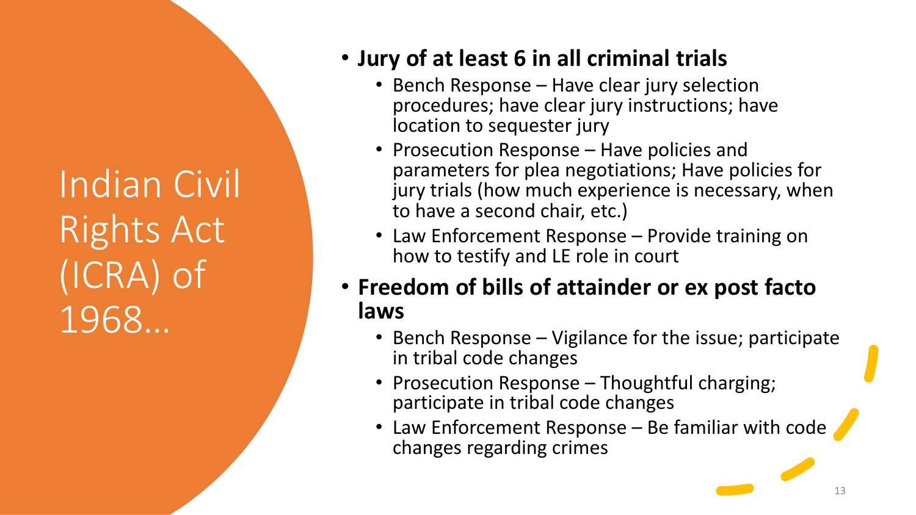# Indian Civil Rights Act (ICRA) of 1968…

- **Jury of at least 6 in all criminal trials**
  - Bench Response – Have clear jury selection procedures; have clear jury instructions; have location to sequester jury
  - Prosecution Response – Have policies and parameters for plea negotiations; Have policies for jury trials (how much experience is necessary, when to have a second chair, etc.)
  - Law Enforcement Response – Provide training on how to testify and LE role in court
- **Freedom of bills of attainder or ex post facto laws**
  - Bench Response – Vigilance for the issue; participate in tribal code changes
  - Prosecution Response – Thoughtful charging; participate in tribal code changes
  - Law Enforcement Response – Be familiar with code changes regarding crimes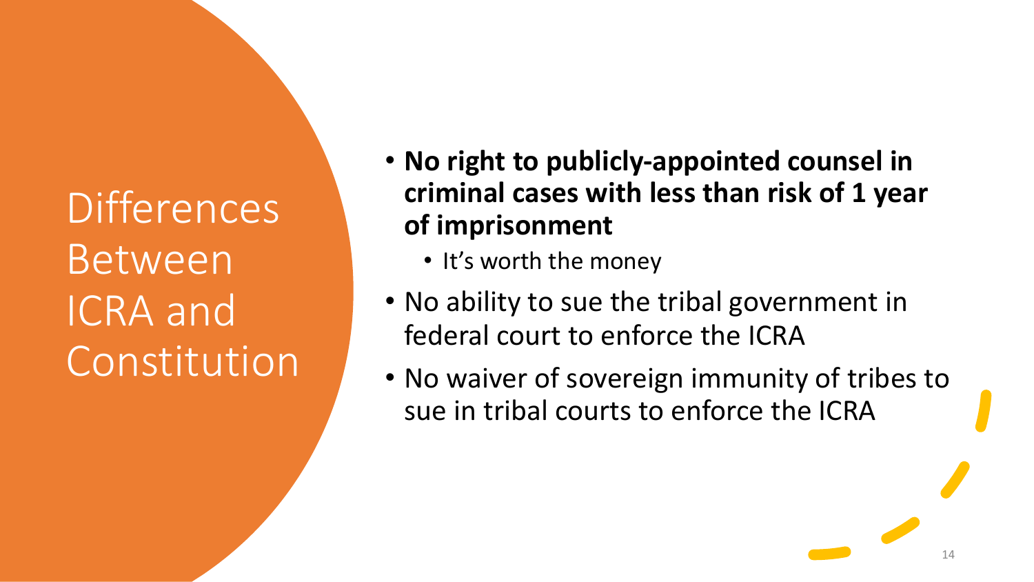# Differences Between ICRA and Constitution

- **No right to publicly-appointed counsel in criminal cases with less than risk of 1 year of imprisonment**
  - It's worth the money
- No ability to sue the tribal government in federal court to enforce the ICRA
- No waiver of sovereign immunity of tribes to sue in tribal courts to enforce the ICRA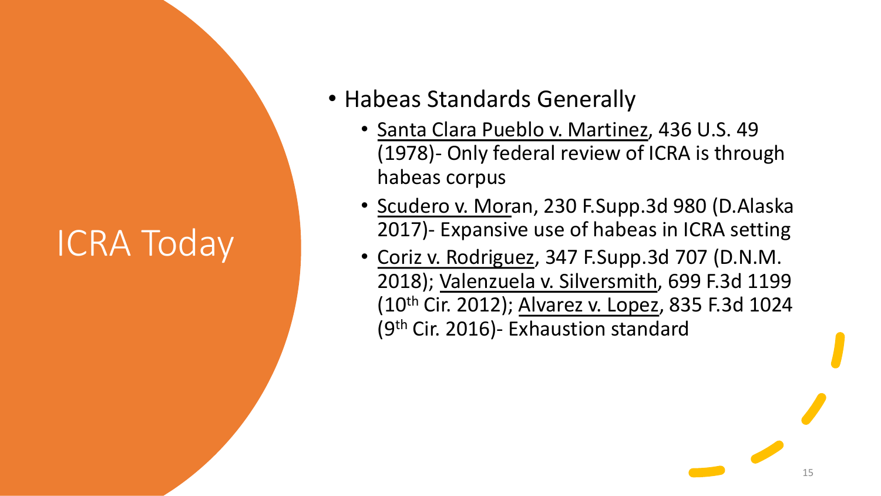# ICRA Today

- Habeas Standards Generally
  - Santa Clara Pueblo v. Martinez, 436 U.S. 49 (1978)- Only federal review of ICRA is through habeas corpus
  - Scudero v. Moran, 230 F.Supp.3d 980 (D.Alaska 2017)- Expansive use of habeas in ICRA setting
  - Coriz v. Rodriguez, 347 F.Supp.3d 707 (D.N.M. 2018); Valenzuela v. Silversmith, 699 F.3d 1199 (10th Cir. 2012); Alvarez v. Lopez, 835 F.3d 1024 (9th Cir. 2016)- Exhaustion standard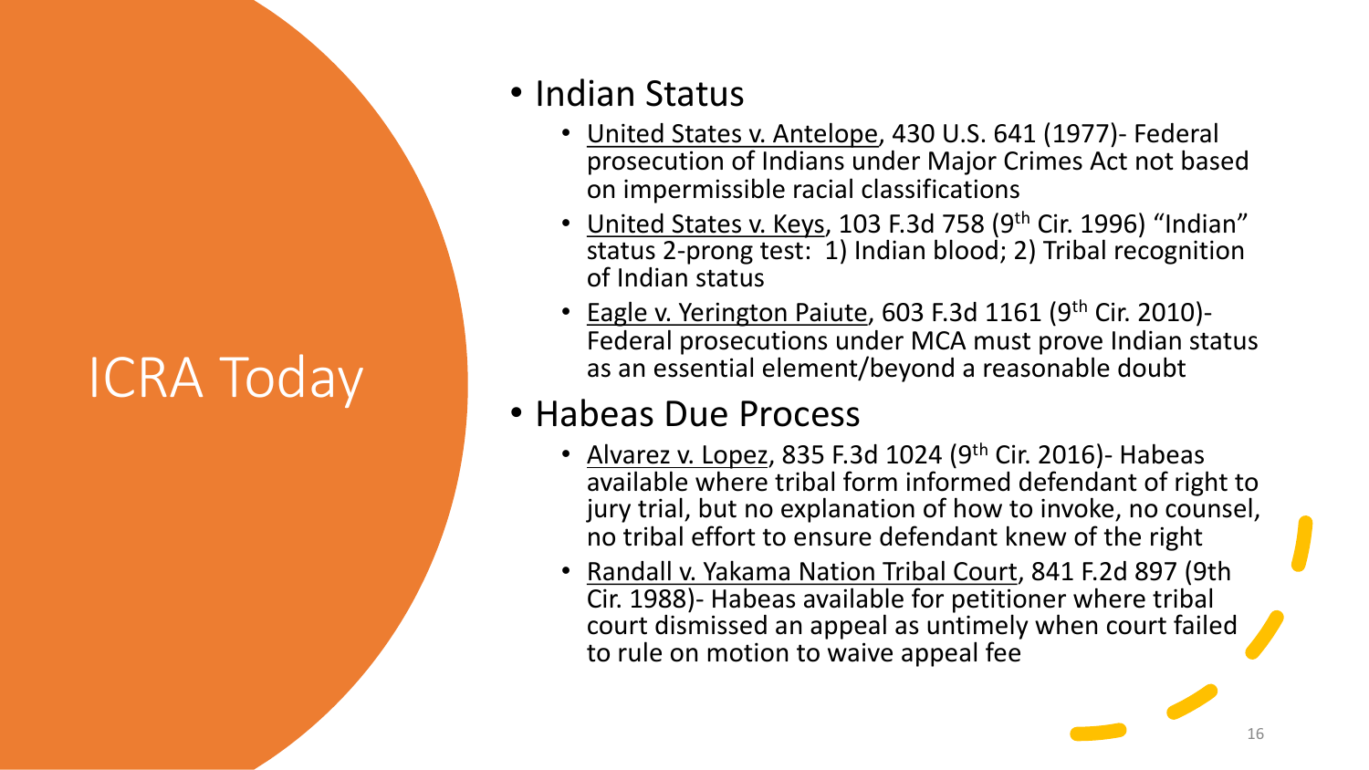# ICRA Today

- Indian Status
  - United States v. Antelope, 430 U.S. 641 (1977)- Federal prosecution of Indians under Major Crimes Act not based on impermissible racial classifications
  - United States v. Keys, 103 F.3d 758 (9th Cir. 1996) "Indian" status 2-prong test: 1) Indian blood; 2) Tribal recognition of Indian status
  - Eagle v. Yerington Paiute, 603 F.3d 1161 (9th Cir. 2010)- Federal prosecutions under MCA must prove Indian status as an essential element/beyond a reasonable doubt
- Habeas Due Process
  - Alvarez v. Lopez, 835 F.3d 1024 (9th Cir. 2016)- Habeas available where tribal form informed defendant of right to jury trial, but no explanation of how to invoke, no counsel, no tribal effort to ensure defendant knew of the right
  - Randall v. Yakama Nation Tribal Court, 841 F.2d 897 (9th Cir. 1988)- Habeas available for petitioner where tribal court dismissed an appeal as untimely when court failed to rule on motion to waive appeal fee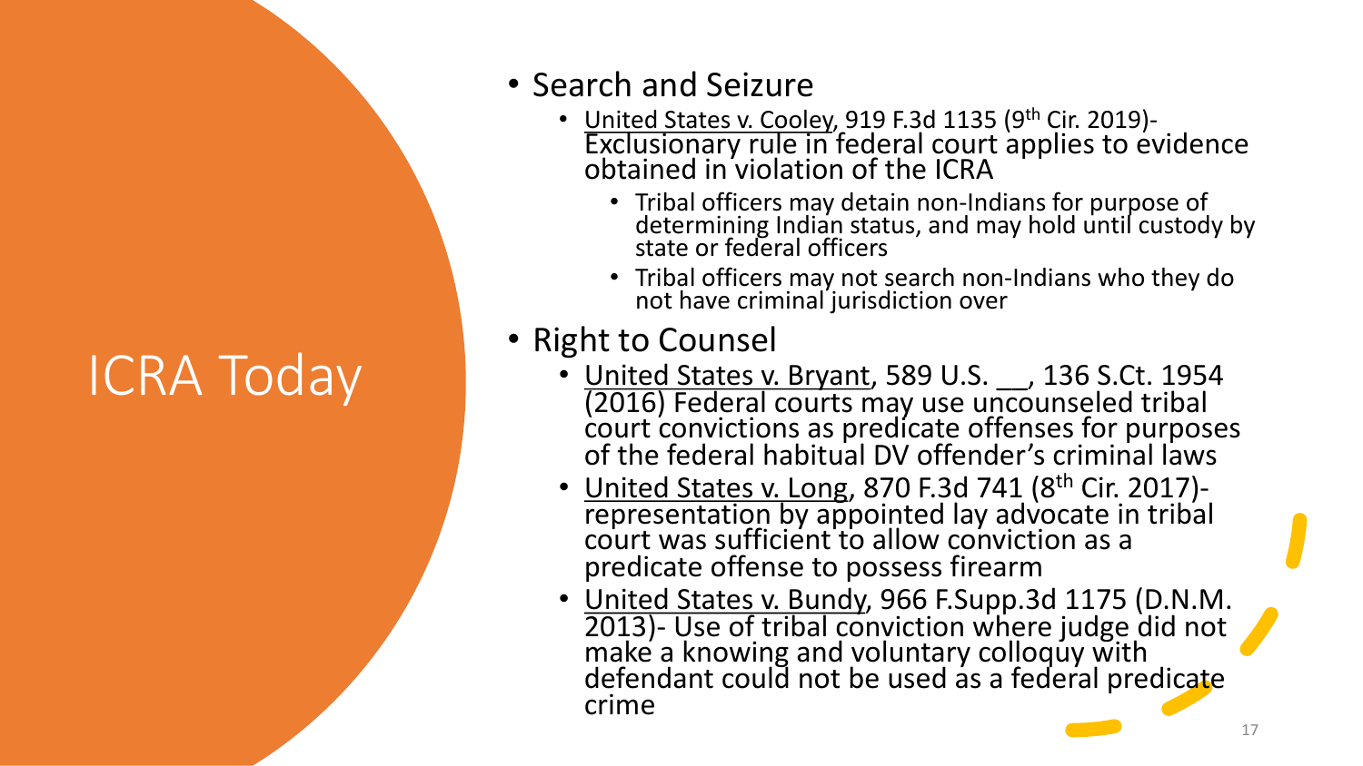# ICRA Today

- Search and Seizure
  - United States v. Cooley, 919 F.3d 1135 (9th Cir. 2019)- Exclusionary rule in federal court applies to evidence obtained in violation of the ICRA
    - Tribal officers may detain non-Indians for purpose of determining Indian status, and may hold until custody by state or federal officers
    - Tribal officers may not search non-Indians who they do not have criminal jurisdiction over
- Right to Counsel
  - United States v. Bryant, 589 U.S. __, 136 S.Ct. 1954 (2016) Federal courts may use uncounseled tribal court convictions as predicate offenses for purposes of the federal habitual DV offender's criminal laws
  - United States v. Long, 870 F.3d 741 (8th Cir. 2017)- representation by appointed lay advocate in tribal court was sufficient to allow conviction as a predicate offense to possess firearm
  - United States v. Bundy, 966 F.Supp.3d 1175 (D.N.M. 2013)- Use of tribal conviction where judge did not make a knowing and voluntary colloquy with defendant could not be used as a federal predicate crime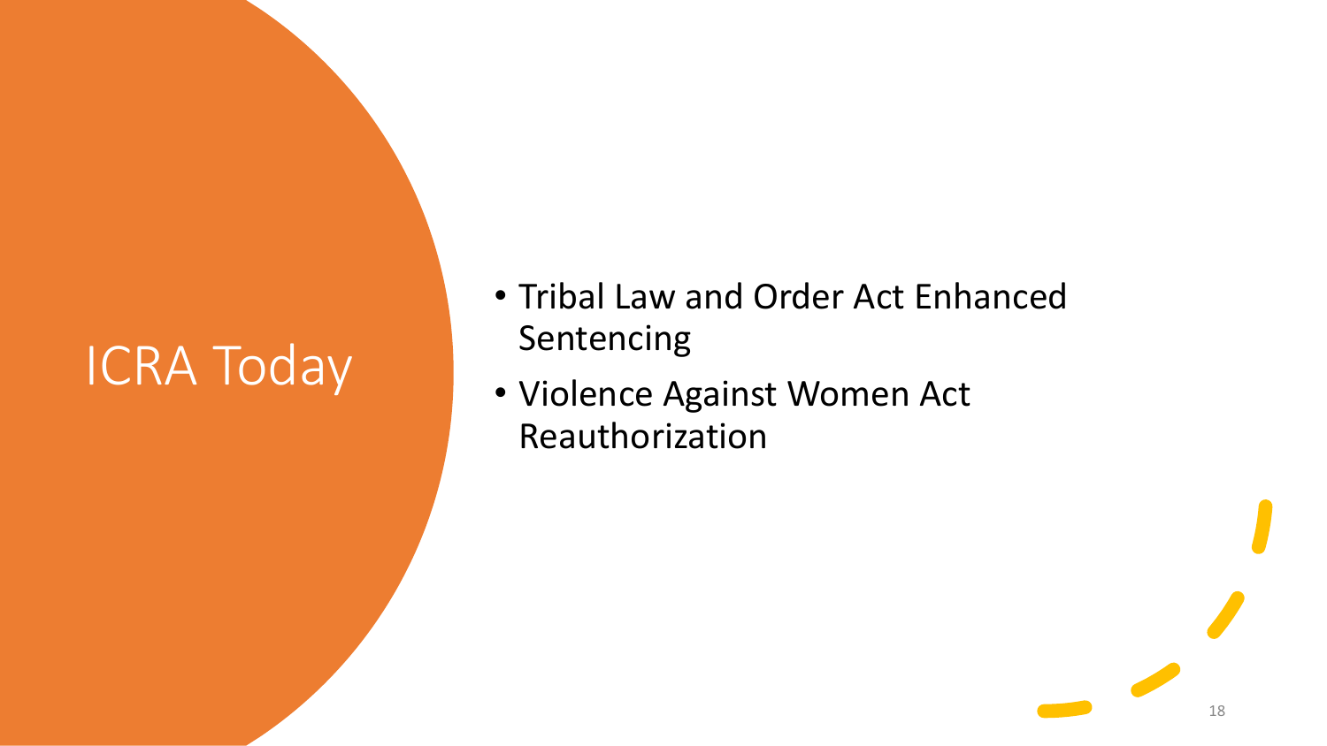# ICRA Today

- Tribal Law and Order Act Enhanced Sentencing
- Violence Against Women Act Reauthorization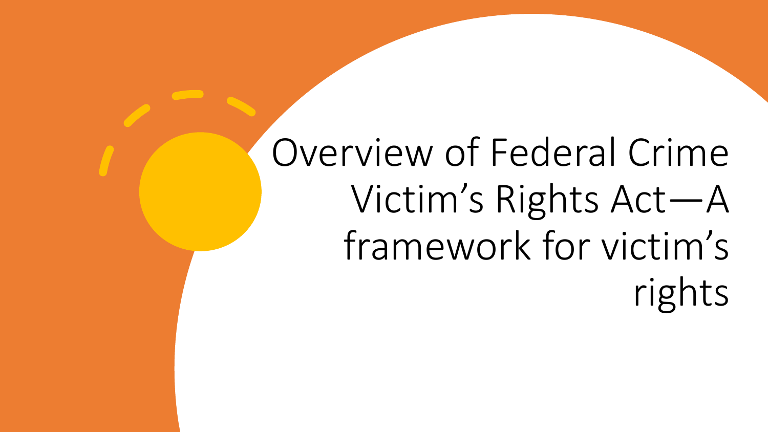# Overview of Federal Crime Victim's Rights Act—A framework for victim's rights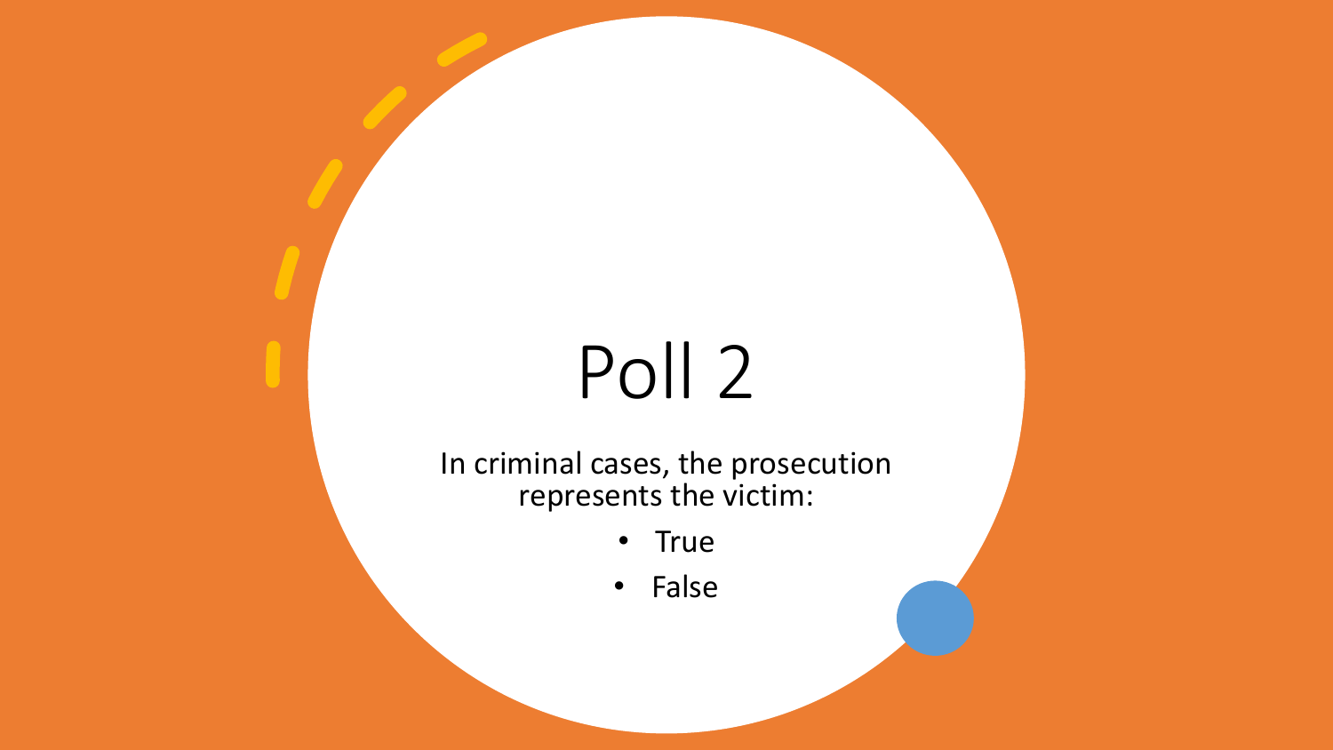# Poll 2

In criminal cases, the prosecution represents the victim:

- True
- False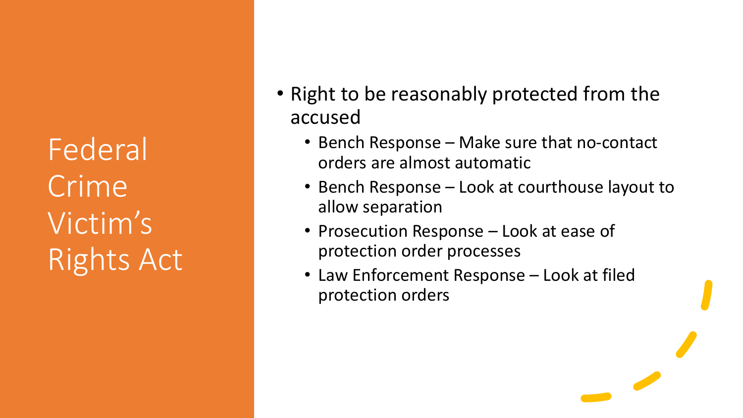# Federal Crime Victim's Rights Act

- Right to be reasonably protected from the accused
  - Bench Response – Make sure that no-contact orders are almost automatic
  - Bench Response – Look at courthouse layout to allow separation
  - Prosecution Response – Look at ease of protection order processes
  - Law Enforcement Response – Look at filed protection orders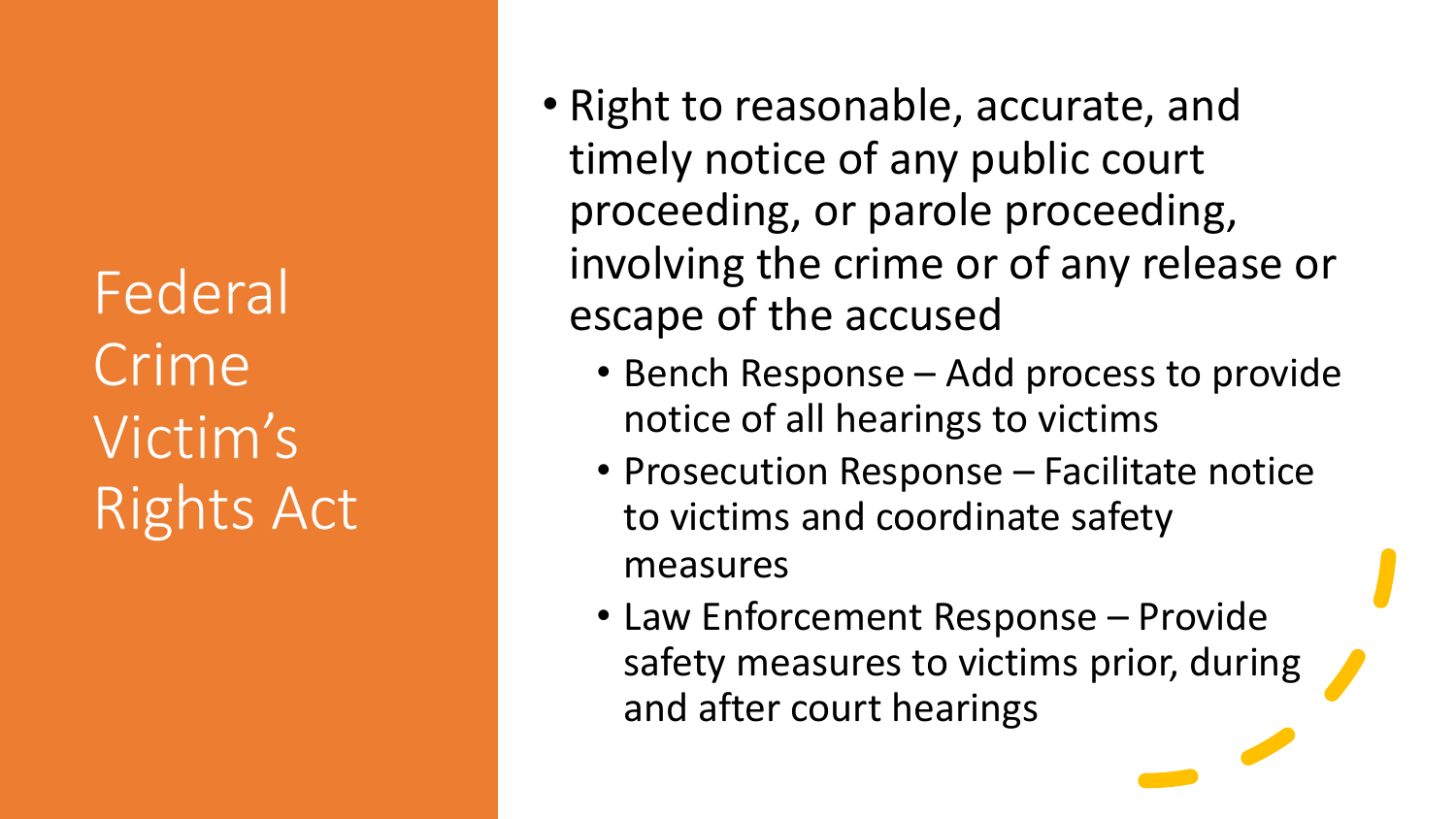# Federal Crime Victim's Rights Act

- Right to reasonable, accurate, and timely notice of any public court proceeding, or parole proceeding, involving the crime or of any release or escape of the accused
  - Bench Response – Add process to provide notice of all hearings to victims
  - Prosecution Response – Facilitate notice to victims and coordinate safety measures
  - Law Enforcement Response – Provide safety measures to victims prior, during and after court hearings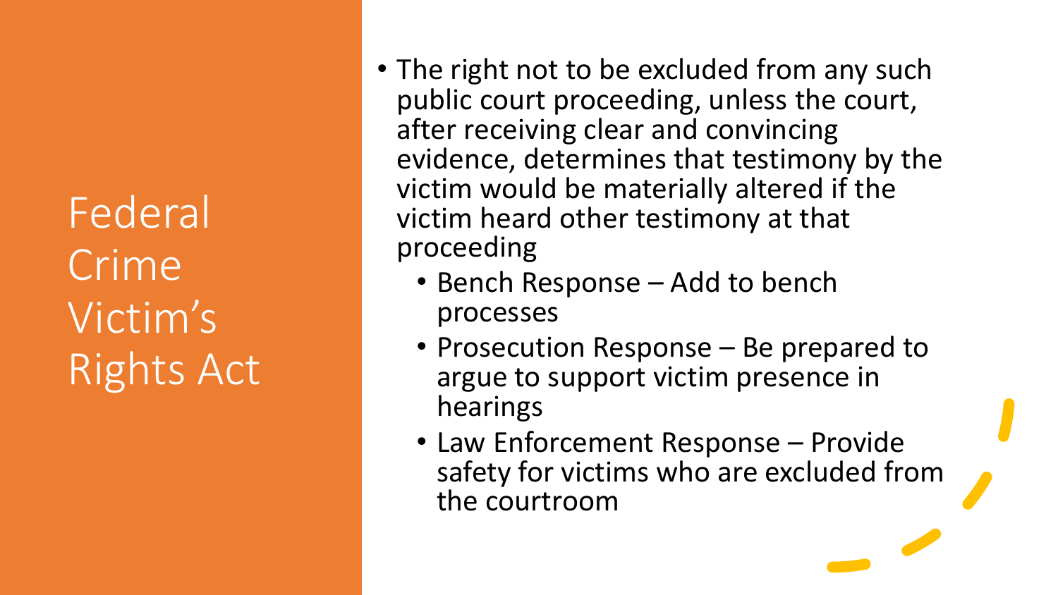# Federal Crime Victim's Rights Act

- The right not to be excluded from any such public court proceeding, unless the court, after receiving clear and convincing evidence, determines that testimony by the victim would be materially altered if the victim heard other testimony at that proceeding
  - Bench Response – Add to bench processes
  - Prosecution Response – Be prepared to argue to support victim presence in hearings
  - Law Enforcement Response – Provide safety for victims who are excluded from the courtroom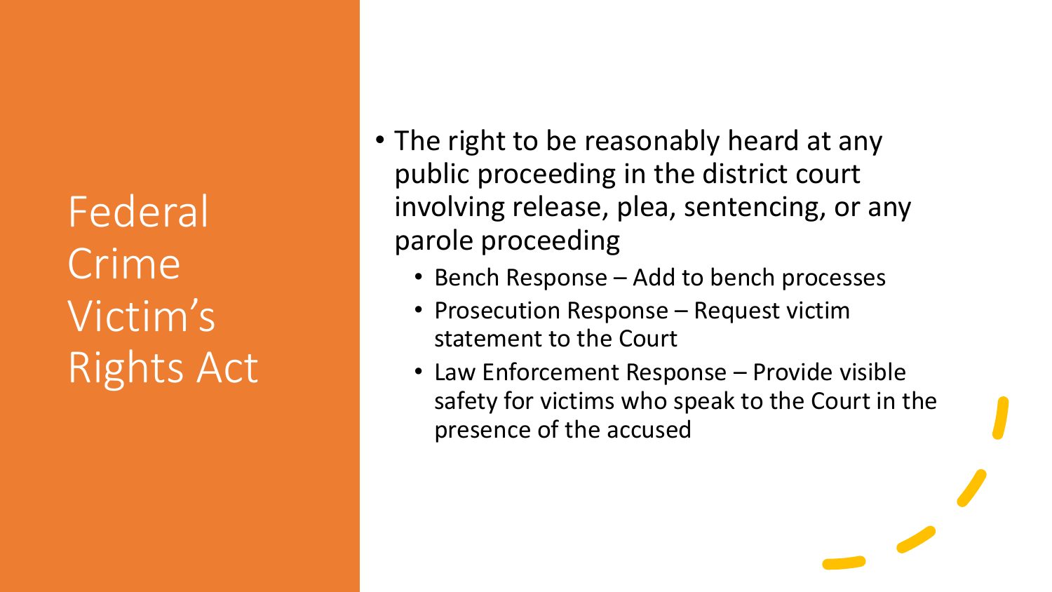# Federal Crime Victim's Rights Act

- The right to be reasonably heard at any public proceeding in the district court involving release, plea, sentencing, or any parole proceeding
  - Bench Response – Add to bench processes
  - Prosecution Response – Request victim statement to the Court
  - Law Enforcement Response – Provide visible safety for victims who speak to the Court in the presence of the accused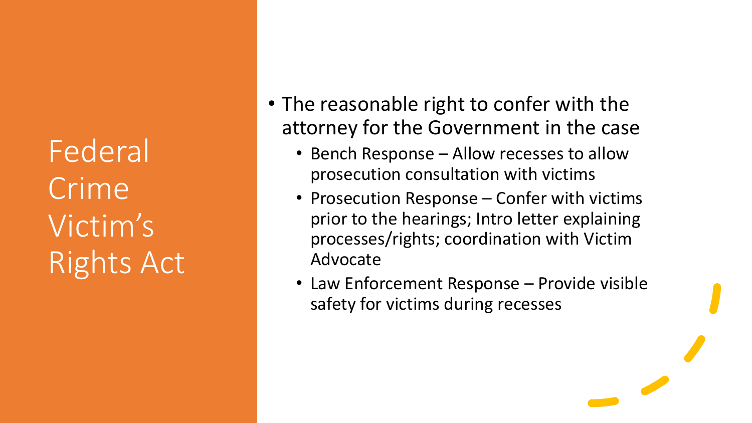# Federal Crime Victim's Rights Act

- The reasonable right to confer with the attorney for the Government in the case
  - Bench Response – Allow recesses to allow prosecution consultation with victims
  - Prosecution Response – Confer with victims prior to the hearings; Intro letter explaining processes/rights; coordination with Victim Advocate
  - Law Enforcement Response – Provide visible safety for victims during recesses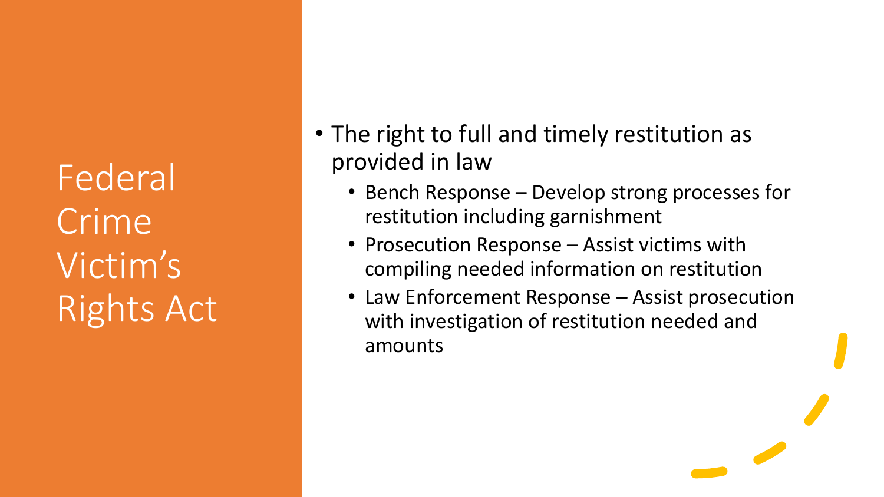# Federal Crime Victim's Rights Act

- The right to full and timely restitution as provided in law
  - Bench Response – Develop strong processes for restitution including garnishment
  - Prosecution Response – Assist victims with compiling needed information on restitution
  - Law Enforcement Response – Assist prosecution with investigation of restitution needed and amounts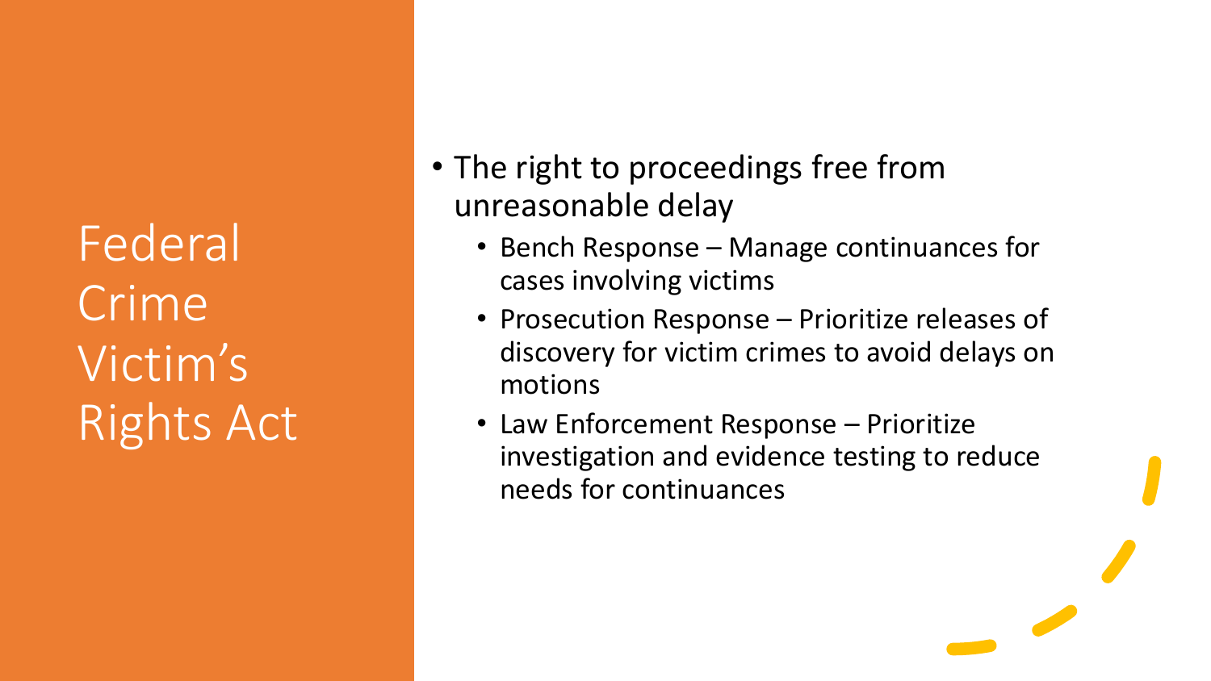# Federal Crime Victim's Rights Act

- The right to proceedings free from unreasonable delay
  - Bench Response – Manage continuances for cases involving victims
  - Prosecution Response – Prioritize releases of discovery for victim crimes to avoid delays on motions
  - Law Enforcement Response – Prioritize investigation and evidence testing to reduce needs for continuances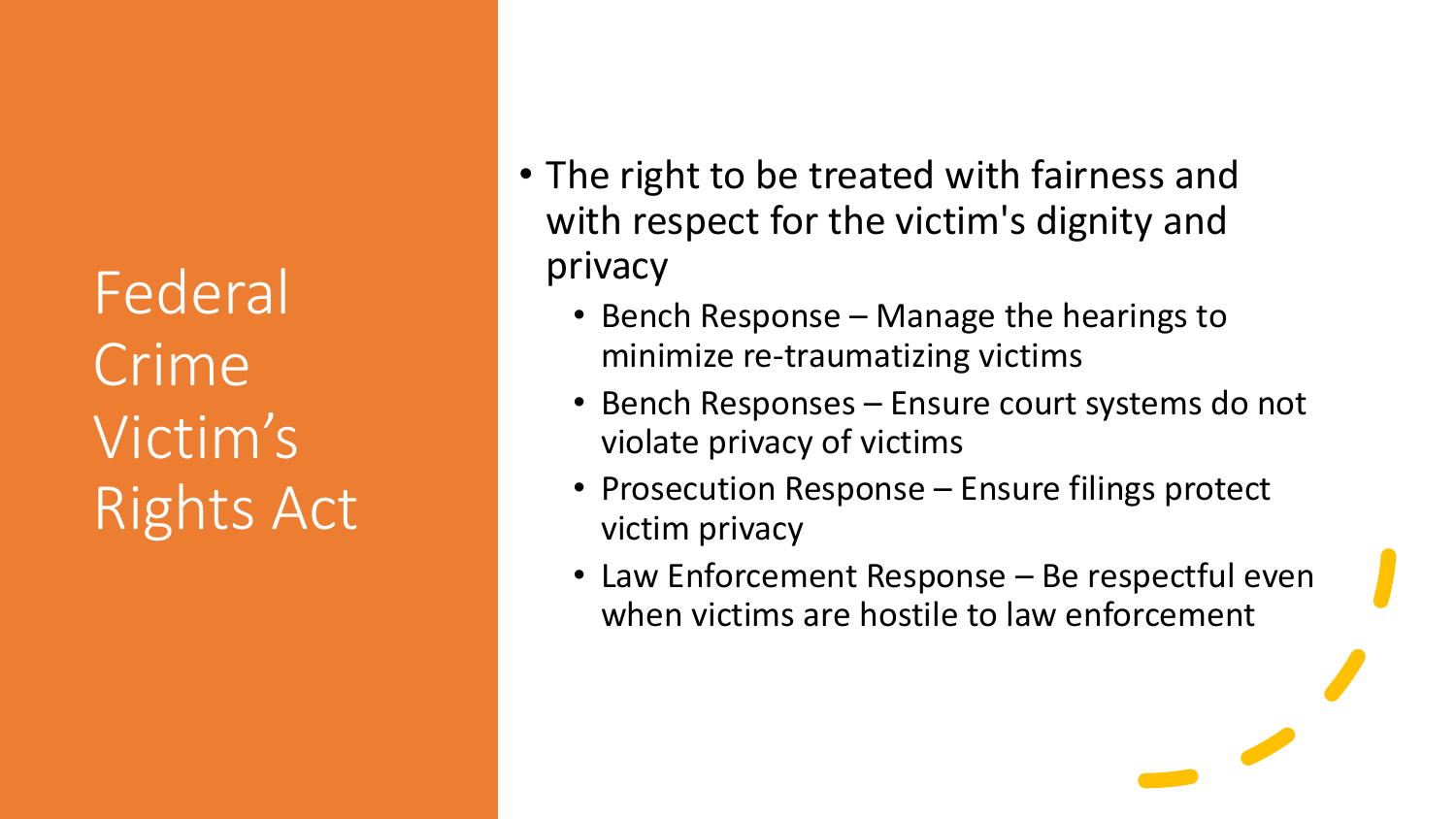# Federal Crime Victim's Rights Act

- The right to be treated with fairness and with respect for the victim's dignity and privacy
  - Bench Response – Manage the hearings to minimize re-traumatizing victims
  - Bench Responses – Ensure court systems do not violate privacy of victims
  - Prosecution Response – Ensure filings protect victim privacy
  - Law Enforcement Response – Be respectful even when victims are hostile to law enforcement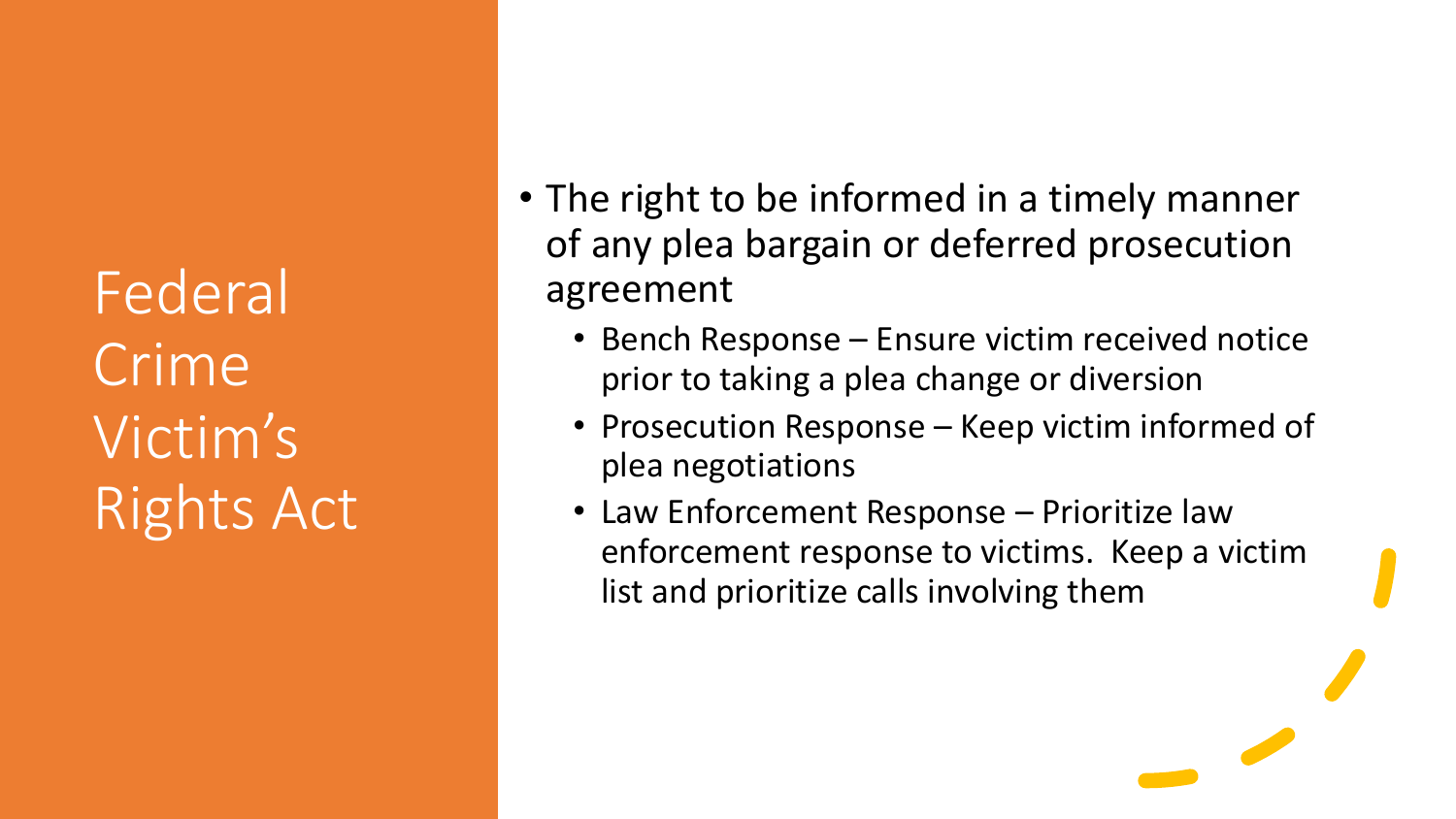# Federal Crime Victim's Rights Act

- The right to be informed in a timely manner of any plea bargain or deferred prosecution agreement
  - Bench Response – Ensure victim received notice prior to taking a plea change or diversion
  - Prosecution Response – Keep victim informed of plea negotiations
  - Law Enforcement Response – Prioritize law enforcement response to victims. Keep a victim list and prioritize calls involving them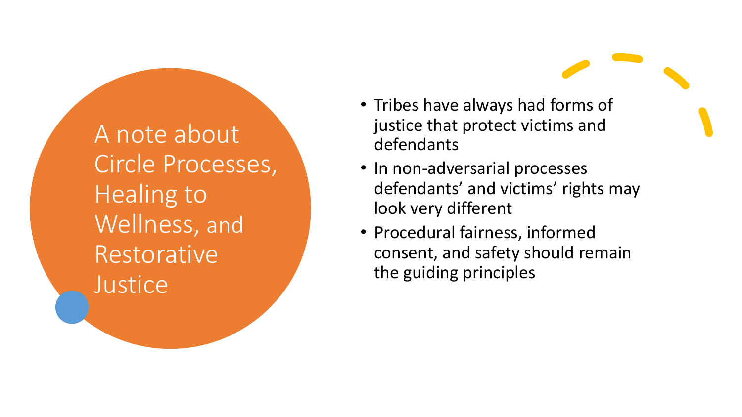# A note about Circle Processes, Healing to Wellness, and Restorative Justice

- Tribes have always had forms of justice that protect victims and defendants
- In non-adversarial processes defendants' and victims' rights may look very different
- Procedural fairness, informed consent, and safety should remain the guiding principles